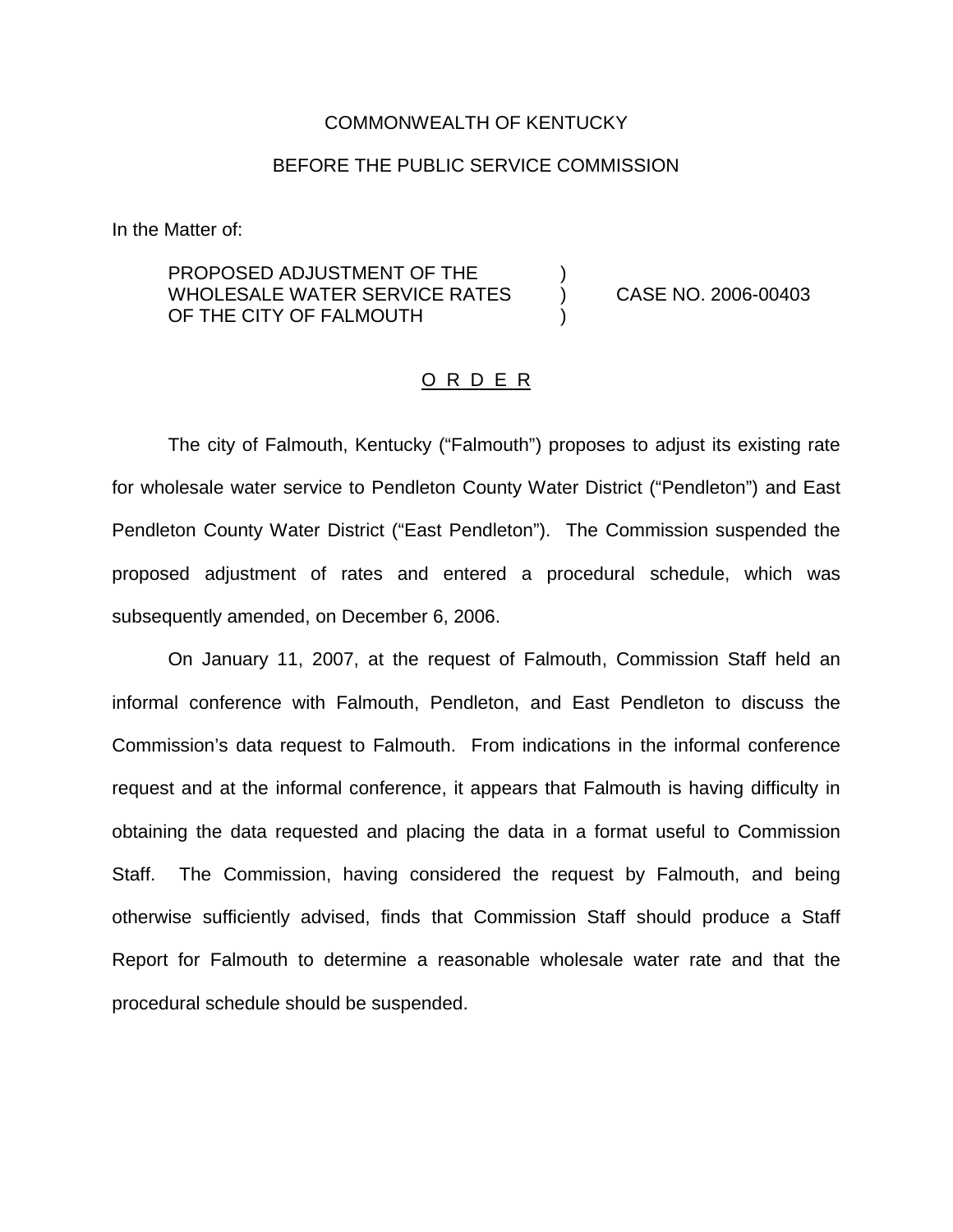COMMONWEALTH OF KENTUCKY

BEFORE THE PUBLIC SERVICE COMMISSION

In the Matter of:

| | | |
|---|---|---|
| PROPOSED ADJUSTMENT OF THE WHOLESALE WATER SERVICE RATES OF THE CITY OF FALMOUTH | ) ) ) | CASE NO. 2006-00403 |

O R D E R

The city of Falmouth, Kentucky ("Falmouth") proposes to adjust its existing rate for wholesale water service to Pendleton County Water District ("Pendleton") and East Pendleton County Water District ("East Pendleton"). The Commission suspended the proposed adjustment of rates and entered a procedural schedule, which was subsequently amended, on December 6, 2006.

On January 11, 2007, at the request of Falmouth, Commission Staff held an informal conference with Falmouth, Pendleton, and East Pendleton to discuss the Commission's data request to Falmouth. From indications in the informal conference request and at the informal conference, it appears that Falmouth is having difficulty in obtaining the data requested and placing the data in a format useful to Commission Staff. The Commission, having considered the request by Falmouth, and being otherwise sufficiently advised, finds that Commission Staff should produce a Staff Report for Falmouth to determine a reasonable wholesale water rate and that the procedural schedule should be suspended.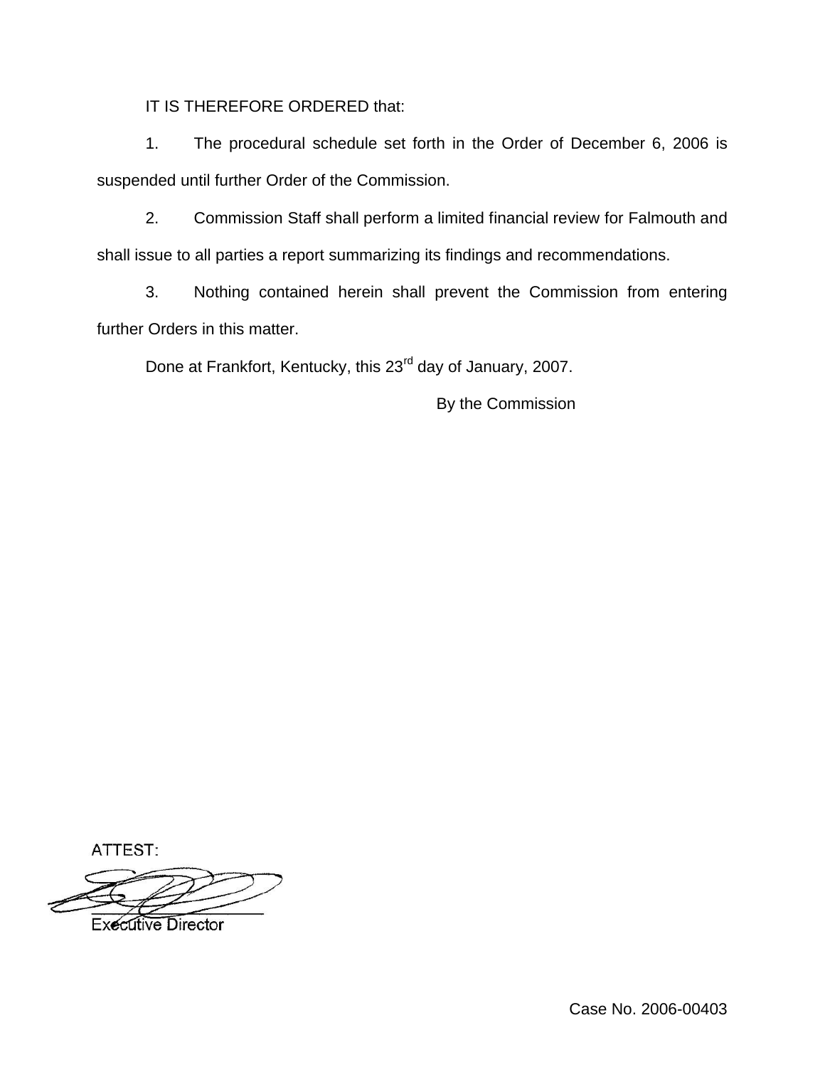IT IS THEREFORE ORDERED that:

1. The procedural schedule set forth in the Order of December 6, 2006 is suspended until further Order of the Commission.

2. Commission Staff shall perform a limited financial review for Falmouth and shall issue to all parties a report summarizing its findings and recommendations.

3. Nothing contained herein shall prevent the Commission from entering further Orders in this matter.

Done at Frankfort, Kentucky, this 23rd day of January, 2007.

By the Commission

ATTEST:

Executive Director

Case No. 2006-00403